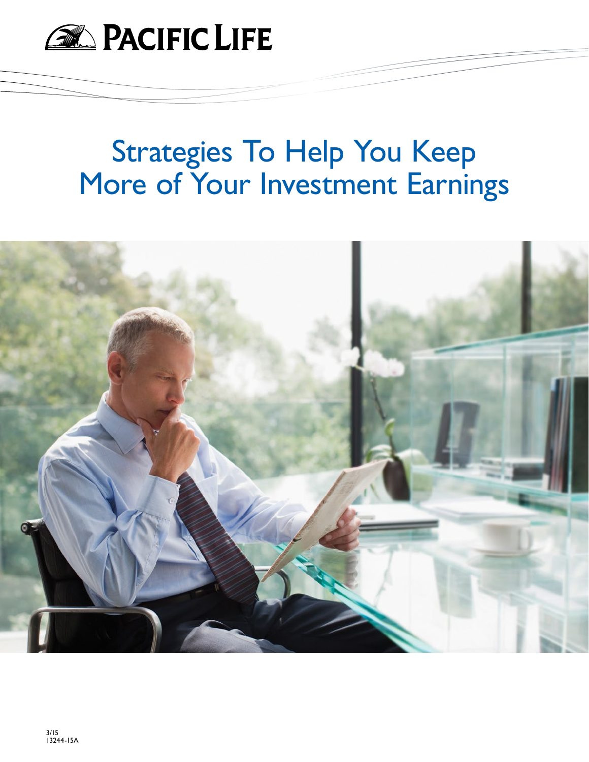PACIFIC LIFE

# Strategies To Help You Keep More of Your Investment Earnings

3/15
13244-15A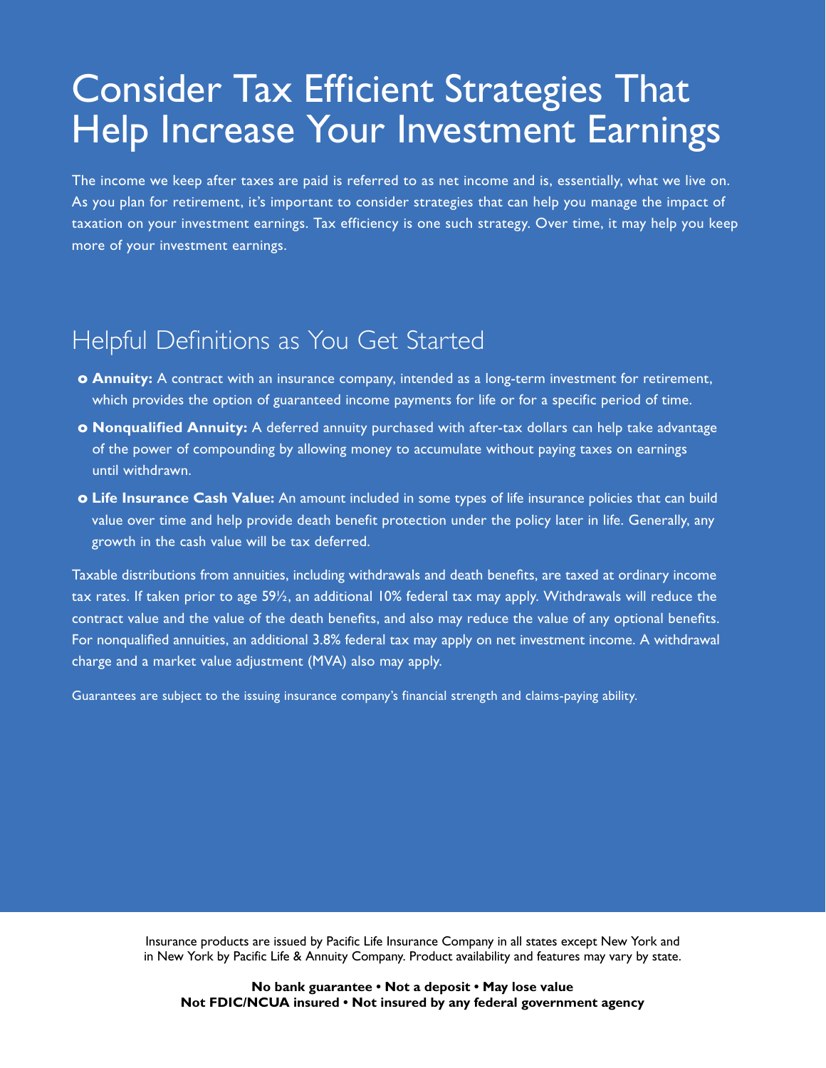# Consider Tax Efficient Strategies That Help Increase Your Investment Earnings

The income we keep after taxes are paid is referred to as net income and is, essentially, what we live on. As you plan for retirement, it's important to consider strategies that can help you manage the impact of taxation on your investment earnings. Tax efficiency is one such strategy. Over time, it may help you keep more of your investment earnings.

## Helpful Definitions as You Get Started

- **Annuity:** A contract with an insurance company, intended as a long-term investment for retirement, which provides the option of guaranteed income payments for life or for a specific period of time.
- **Nonqualified Annuity:** A deferred annuity purchased with after-tax dollars can help take advantage of the power of compounding by allowing money to accumulate without paying taxes on earnings until withdrawn.
- **Life Insurance Cash Value:** An amount included in some types of life insurance policies that can build value over time and help provide death benefit protection under the policy later in life. Generally, any growth in the cash value will be tax deferred.

Taxable distributions from annuities, including withdrawals and death benefits, are taxed at ordinary income tax rates. If taken prior to age 59½, an additional 10% federal tax may apply. Withdrawals will reduce the contract value and the value of the death benefits, and also may reduce the value of any optional benefits. For nonqualified annuities, an additional 3.8% federal tax may apply on net investment income. A withdrawal charge and a market value adjustment (MVA) also may apply.

Guarantees are subject to the issuing insurance company's financial strength and claims-paying ability.

Insurance products are issued by Pacific Life Insurance Company in all states except New York and in New York by Pacific Life & Annuity Company. Product availability and features may vary by state.

**No bank guarantee • Not a deposit • May lose value**
**Not FDIC/NCUA insured • Not insured by any federal government agency**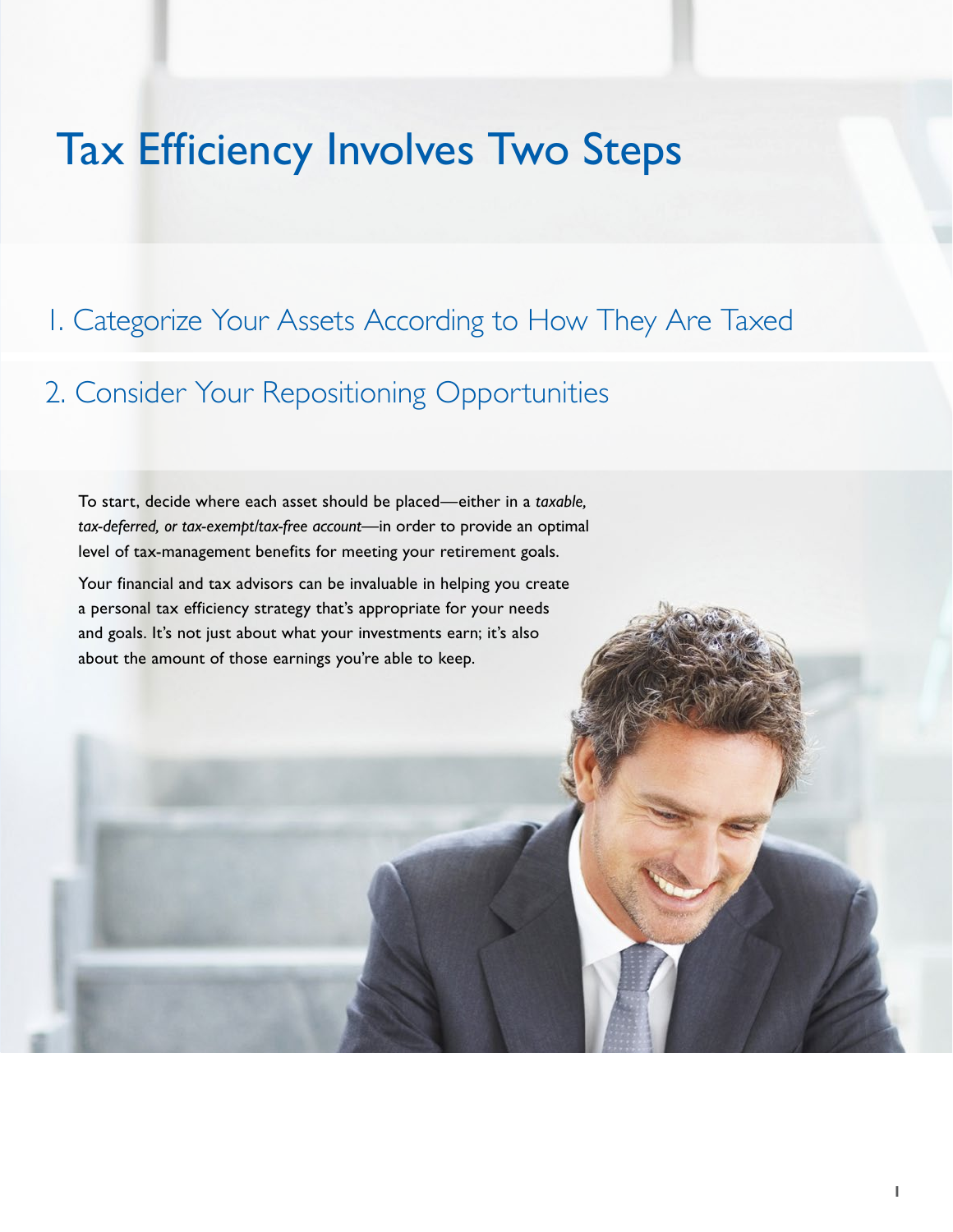# Tax Efficiency Involves Two Steps

## 1. Categorize Your Assets According to How They Are Taxed

## 2. Consider Your Repositioning Opportunities

To start, decide where each asset should be placed—either in a *taxable, tax-deferred, or tax-exempt/tax-free account*—in order to provide an optimal level of tax-management benefits for meeting your retirement goals.

Your financial and tax advisors can be invaluable in helping you create a personal tax efficiency strategy that's appropriate for your needs and goals. It's not just about what your investments earn; it's also about the amount of those earnings you're able to keep.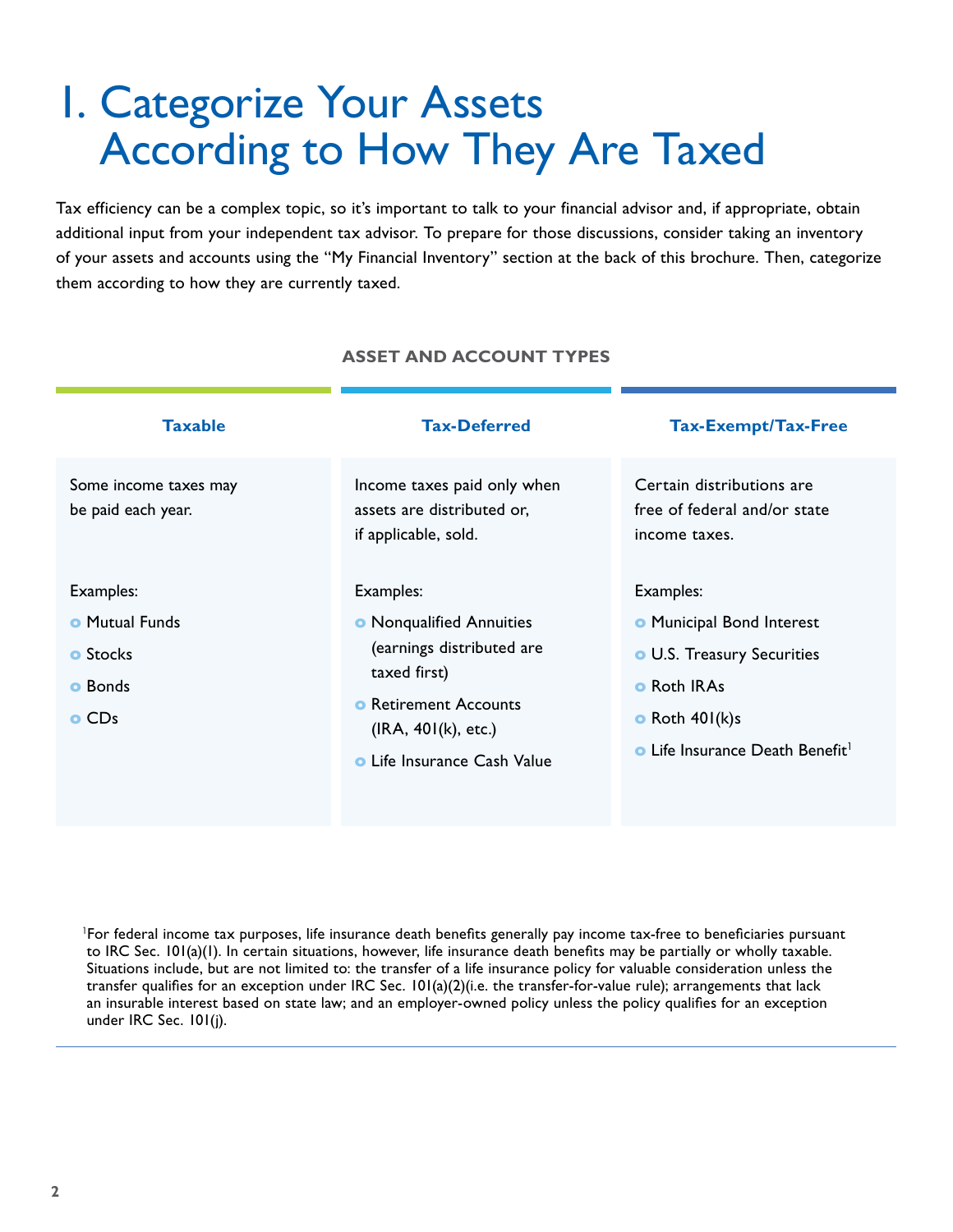# 1. Categorize Your Assets According to How They Are Taxed

Tax efficiency can be a complex topic, so it's important to talk to your financial advisor and, if appropriate, obtain additional input from your independent tax advisor. To prepare for those discussions, consider taking an inventory of your assets and accounts using the "My Financial Inventory" section at the back of this brochure. Then, categorize them according to how they are currently taxed.

**ASSET AND ACCOUNT TYPES**

| Taxable | Tax-Deferred | Tax-Exempt/Tax-Free |
|---|---|---|
| Some income taxes may be paid each year. | Income taxes paid only when assets are distributed or, if applicable, sold. | Certain distributions are free of federal and/or state income taxes. |
| Examples:<br>• Mutual Funds<br>• Stocks<br>• Bonds<br>• CDs | Examples:<br>• Nonqualified Annuities (earnings distributed are taxed first)<br>• Retirement Accounts (IRA, 401(k), etc.)<br>• Life Insurance Cash Value | Examples:<br>• Municipal Bond Interest<br>• U.S. Treasury Securities<br>• Roth IRAs<br>• Roth 401(k)s<br>• Life Insurance Death Benefit[1] |

[1]For federal income tax purposes, life insurance death benefits generally pay income tax-free to beneficiaries pursuant to IRC Sec. 101(a)(1). In certain situations, however, life insurance death benefits may be partially or wholly taxable. Situations include, but are not limited to: the transfer of a life insurance policy for valuable consideration unless the transfer qualifies for an exception under IRC Sec. 101(a)(2)(i.e. the transfer-for-value rule); arrangements that lack an insurable interest based on state law; and an employer-owned policy unless the policy qualifies for an exception under IRC Sec. 101(j).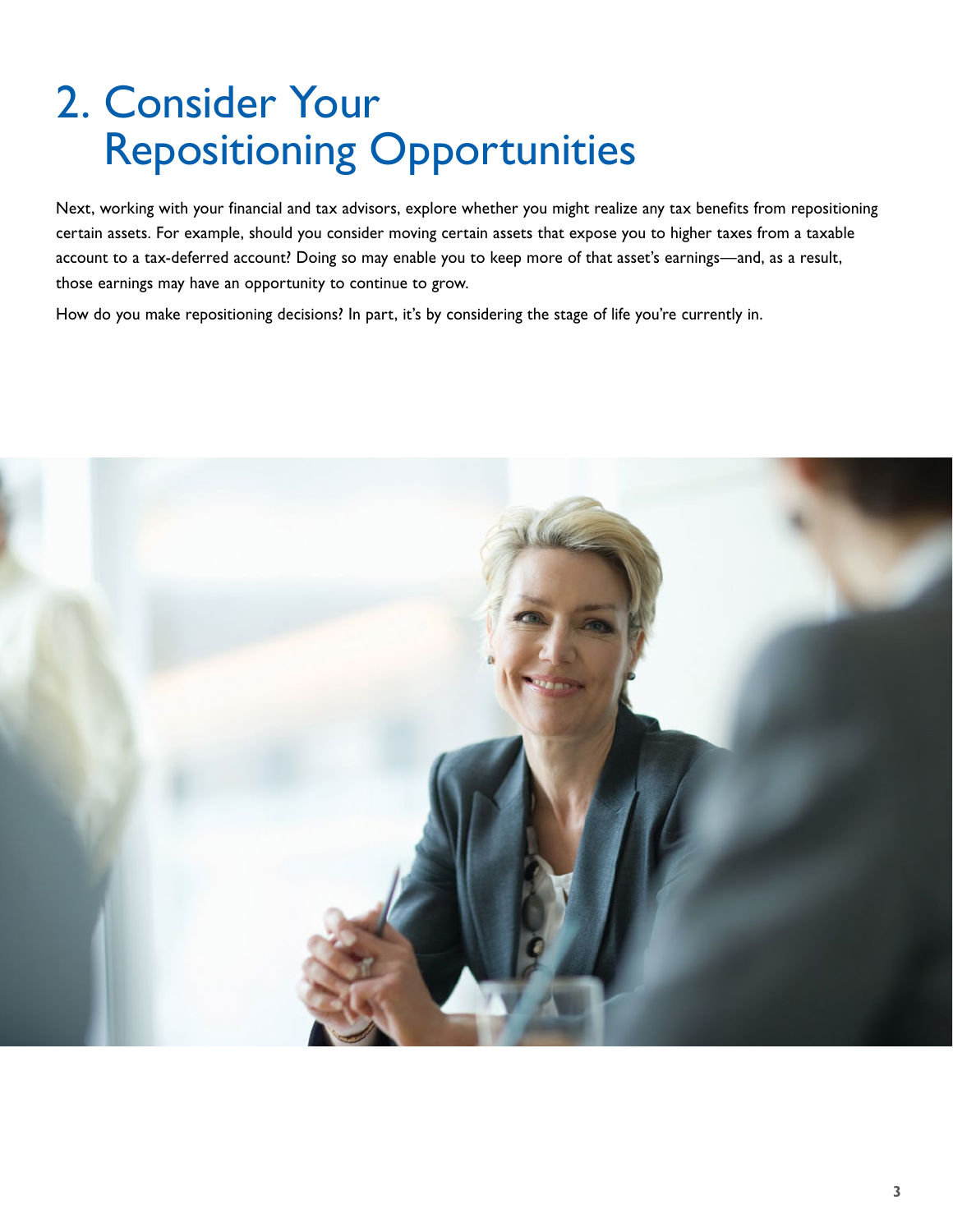# 2. Consider Your Repositioning Opportunities

Next, working with your financial and tax advisors, explore whether you might realize any tax benefits from repositioning certain assets. For example, should you consider moving certain assets that expose you to higher taxes from a taxable account to a tax-deferred account? Doing so may enable you to keep more of that asset's earnings—and, as a result, those earnings may have an opportunity to continue to grow.

How do you make repositioning decisions? In part, it's by considering the stage of life you're currently in.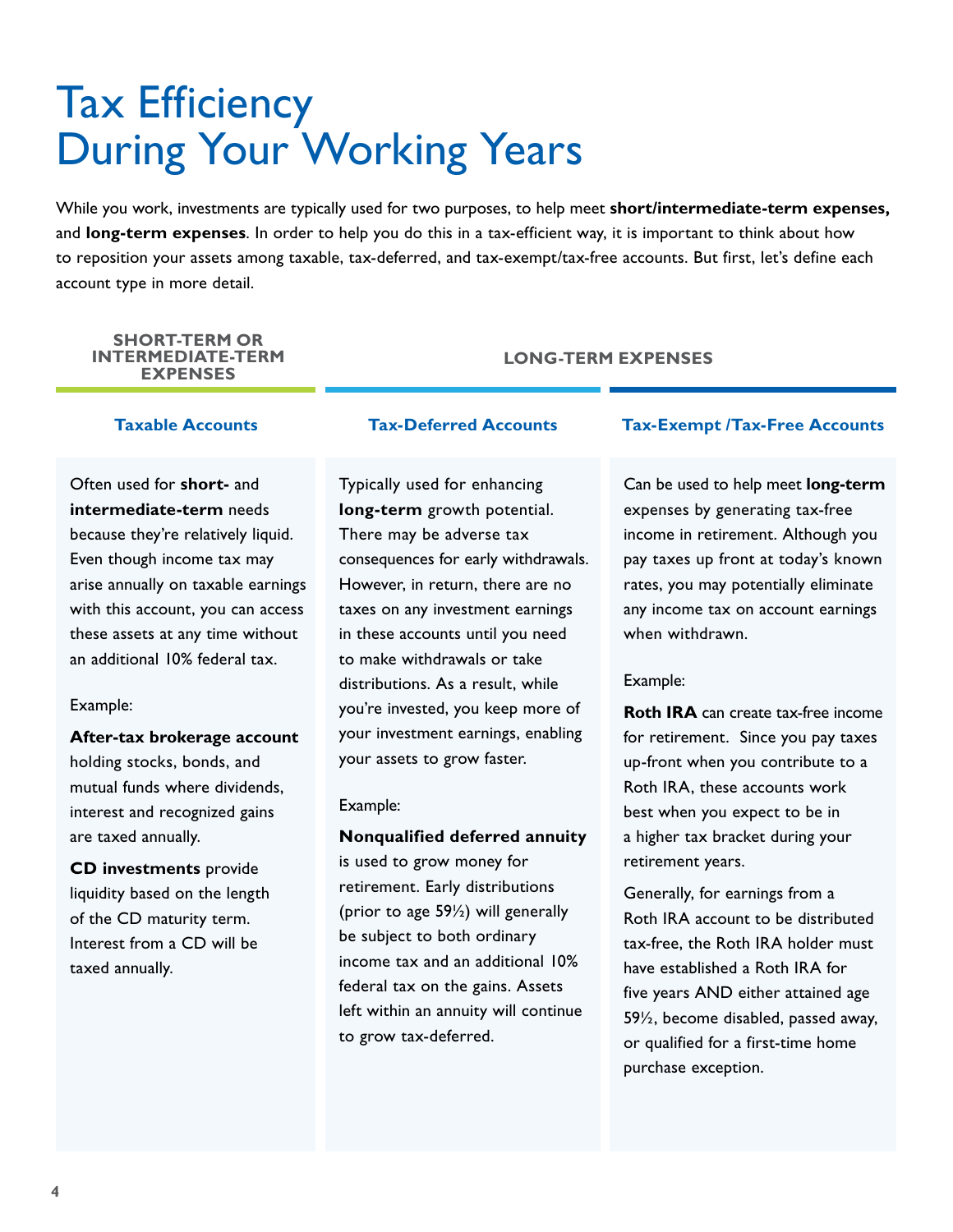# Tax Efficiency During Your Working Years

While you work, investments are typically used for two purposes, to help meet **short/intermediate-term expenses,** and **long-term expenses**. In order to help you do this in a tax-efficient way, it is important to think about how to reposition your assets among taxable, tax-deferred, and tax-exempt/tax-free accounts. But first, let's define each account type in more detail.

## SHORT-TERM OR INTERMEDIATE-TERM EXPENSES

### Taxable Accounts

Often used for **short-** and **intermediate-term** needs because they're relatively liquid. Even though income tax may arise annually on taxable earnings with this account, you can access these assets at any time without an additional 10% federal tax.

Example:

**After-tax brokerage account** holding stocks, bonds, and mutual funds where dividends, interest and recognized gains are taxed annually.

**CD investments** provide liquidity based on the length of the CD maturity term. Interest from a CD will be taxed annually.

## LONG-TERM EXPENSES

### Tax-Deferred Accounts

Typically used for enhancing **long-term** growth potential. There may be adverse tax consequences for early withdrawals. However, in return, there are no taxes on any investment earnings in these accounts until you need to make withdrawals or take distributions. As a result, while you're invested, you keep more of your investment earnings, enabling your assets to grow faster.

Example:

**Nonqualified deferred annuity** is used to grow money for retirement. Early distributions (prior to age 59½) will generally be subject to both ordinary income tax and an additional 10% federal tax on the gains. Assets left within an annuity will continue to grow tax-deferred.

### Tax-Exempt /Tax-Free Accounts

Can be used to help meet **long-term** expenses by generating tax-free income in retirement. Although you pay taxes up front at today's known rates, you may potentially eliminate any income tax on account earnings when withdrawn.

Example:

**Roth IRA** can create tax-free income for retirement. Since you pay taxes up-front when you contribute to a Roth IRA, these accounts work best when you expect to be in a higher tax bracket during your retirement years.

Generally, for earnings from a Roth IRA account to be distributed tax-free, the Roth IRA holder must have established a Roth IRA for five years AND either attained age 59½, become disabled, passed away, or qualified for a first-time home purchase exception.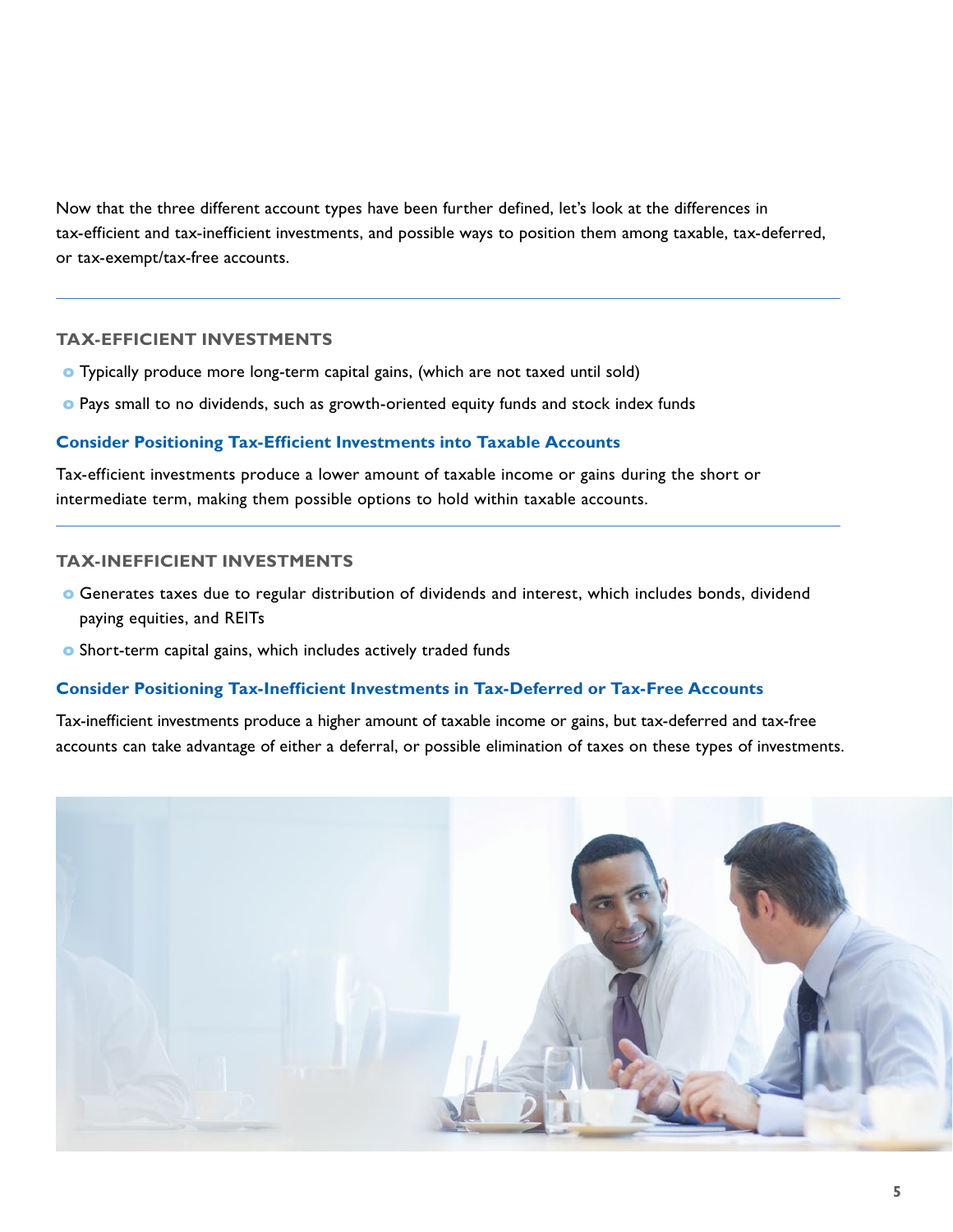Now that the three different account types have been further defined, let's look at the differences in tax-efficient and tax-inefficient investments, and possible ways to position them among taxable, tax-deferred, or tax-exempt/tax-free accounts.

---

## TAX-EFFICIENT INVESTMENTS

- Typically produce more long-term capital gains, (which are not taxed until sold)
- Pays small to no dividends, such as growth-oriented equity funds and stock index funds

### Consider Positioning Tax-Efficient Investments into Taxable Accounts

Tax-efficient investments produce a lower amount of taxable income or gains during the short or intermediate term, making them possible options to hold within taxable accounts.

---

## TAX-INEFFICIENT INVESTMENTS

- Generates taxes due to regular distribution of dividends and interest, which includes bonds, dividend paying equities, and REITs
- Short-term capital gains, which includes actively traded funds

### Consider Positioning Tax-Inefficient Investments in Tax-Deferred or Tax-Free Accounts

Tax-inefficient investments produce a higher amount of taxable income or gains, but tax-deferred and tax-free accounts can take advantage of either a deferral, or possible elimination of taxes on these types of investments.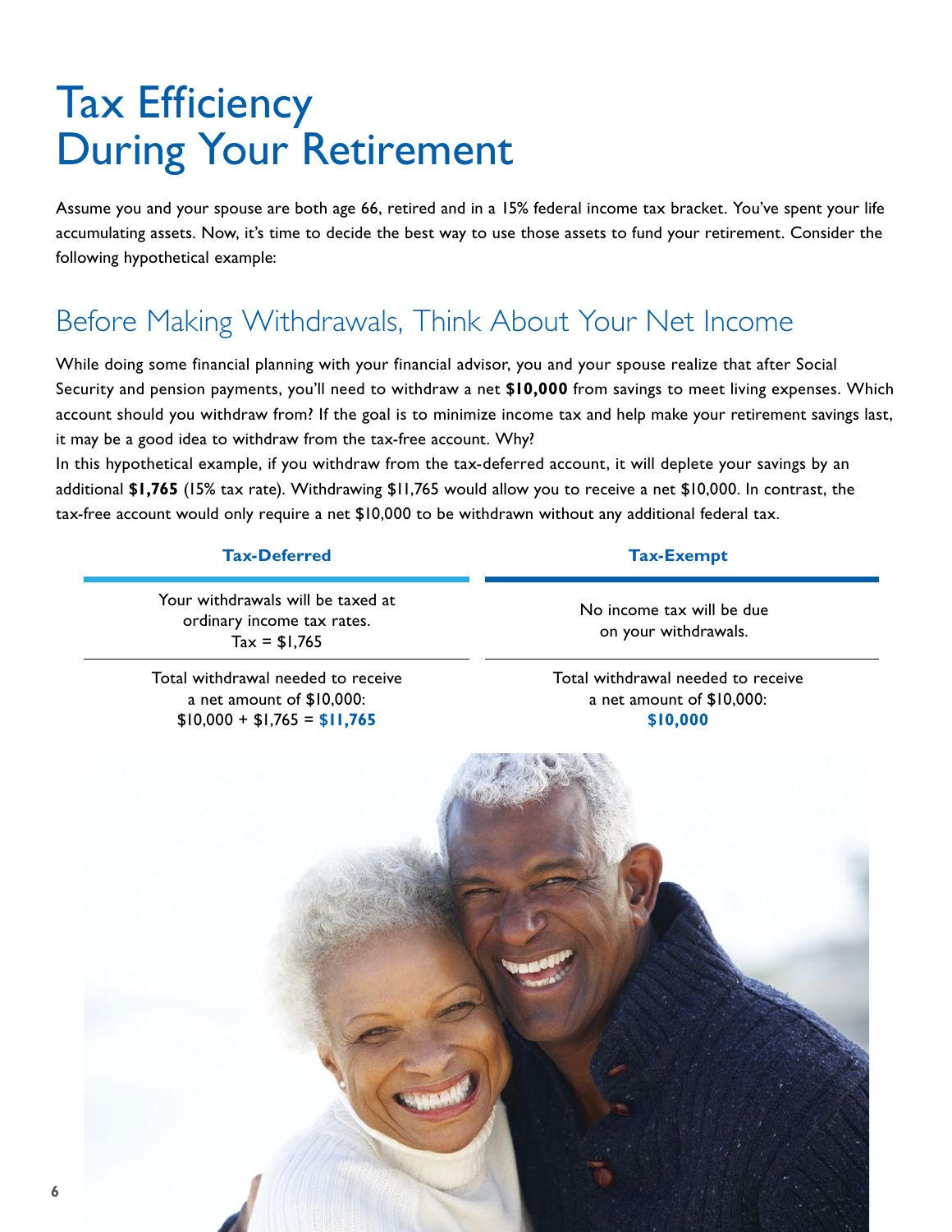# Tax Efficiency During Your Retirement

Assume you and your spouse are both age 66, retired and in a 15% federal income tax bracket. You've spent your life accumulating assets. Now, it's time to decide the best way to use those assets to fund your retirement. Consider the following hypothetical example:

## Before Making Withdrawals, Think About Your Net Income

While doing some financial planning with your financial advisor, you and your spouse realize that after Social Security and pension payments, you'll need to withdraw a net **$10,000** from savings to meet living expenses. Which account should you withdraw from? If the goal is to minimize income tax and help make your retirement savings last, it may be a good idea to withdraw from the tax-free account. Why?

In this hypothetical example, if you withdraw from the tax-deferred account, it will deplete your savings by an additional **$1,765** (15% tax rate). Withdrawing $11,765 would allow you to receive a net $10,000. In contrast, the tax-free account would only require a net $10,000 to be withdrawn without any additional federal tax.

| Tax-Deferred | Tax-Exempt |
|---|---|
| Your withdrawals will be taxed at ordinary income tax rates. Tax = $1,765 | No income tax will be due on your withdrawals. |
| Total withdrawal needed to receive a net amount of $10,000: $10,000 + $1,765 = **$11,765** | Total withdrawal needed to receive a net amount of $10,000: **$10,000** |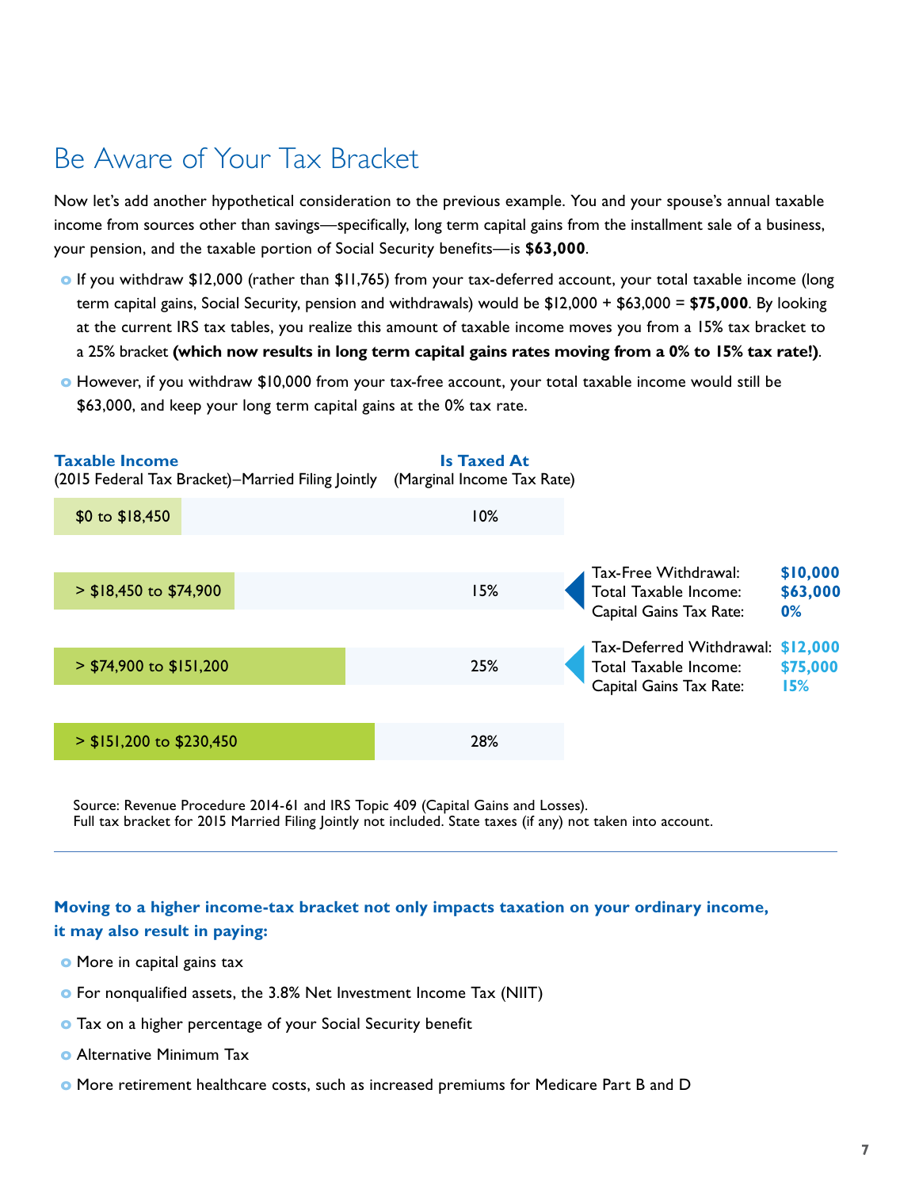# Be Aware of Your Tax Bracket

Now let's add another hypothetical consideration to the previous example. You and your spouse's annual taxable income from sources other than savings—specifically, long term capital gains from the installment sale of a business, your pension, and the taxable portion of Social Security benefits—is **$63,000**.

- If you withdraw $12,000 (rather than $11,765) from your tax-deferred account, your total taxable income (long term capital gains, Social Security, pension and withdrawals) would be $12,000 + $63,000 = **$75,000**. By looking at the current IRS tax tables, you realize this amount of taxable income moves you from a 15% tax bracket to a 25% bracket **(which now results in long term capital gains rates moving from a 0% to 15% tax rate!)**.
- However, if you withdraw $10,000 from your tax-free account, your total taxable income would still be $63,000, and keep your long term capital gains at the 0% tax rate.

| **Taxable Income** (2015 Federal Tax Bracket)–Married Filing Jointly | **Is Taxed At** (Marginal Income Tax Rate) | |
|---|---|---|
| $0 to $18,450 | 10% | |
| > $18,450 to $74,900 | 15% | Tax-Free Withdrawal: **$10,000**<br>Total Taxable Income: **$63,000**<br>Capital Gains Tax Rate: **0%** |
| > $74,900 to $151,200 | 25% | Tax-Deferred Withdrawal: **$12,000**<br>Total Taxable Income: **$75,000**<br>Capital Gains Tax Rate: **15%** |
| > $151,200 to $230,450 | 28% | |

Source: Revenue Procedure 2014-61 and IRS Topic 409 (Capital Gains and Losses).
Full tax bracket for 2015 Married Filing Jointly not included. State taxes (if any) not taken into account.

---

**Moving to a higher income-tax bracket not only impacts taxation on your ordinary income, it may also result in paying:**

- More in capital gains tax
- For nonqualified assets, the 3.8% Net Investment Income Tax (NIIT)
- Tax on a higher percentage of your Social Security benefit
- Alternative Minimum Tax
- More retirement healthcare costs, such as increased premiums for Medicare Part B and D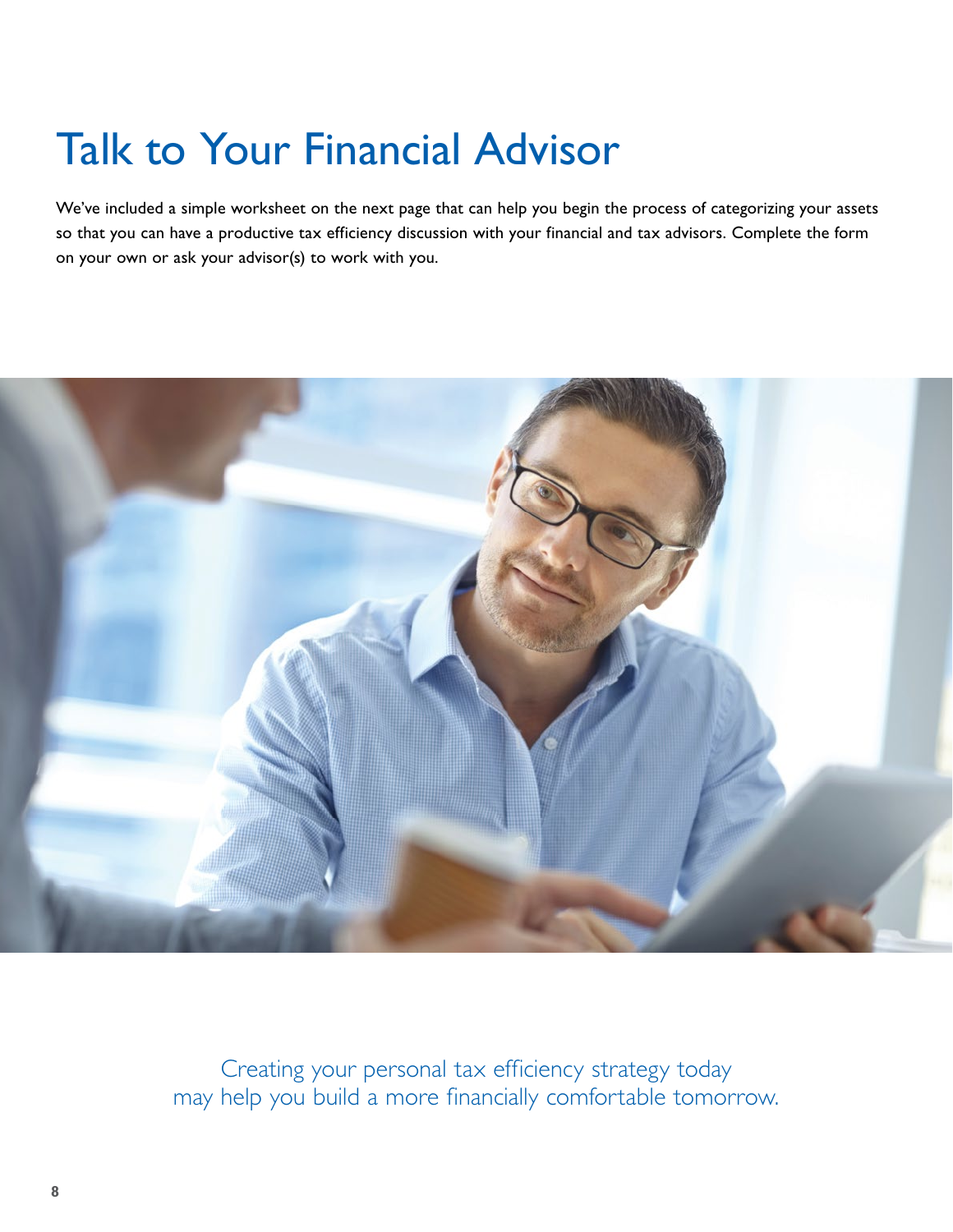# Talk to Your Financial Advisor

We've included a simple worksheet on the next page that can help you begin the process of categorizing your assets so that you can have a productive tax efficiency discussion with your financial and tax advisors. Complete the form on your own or ask your advisor(s) to work with you.

Creating your personal tax efficiency strategy today may help you build a more financially comfortable tomorrow.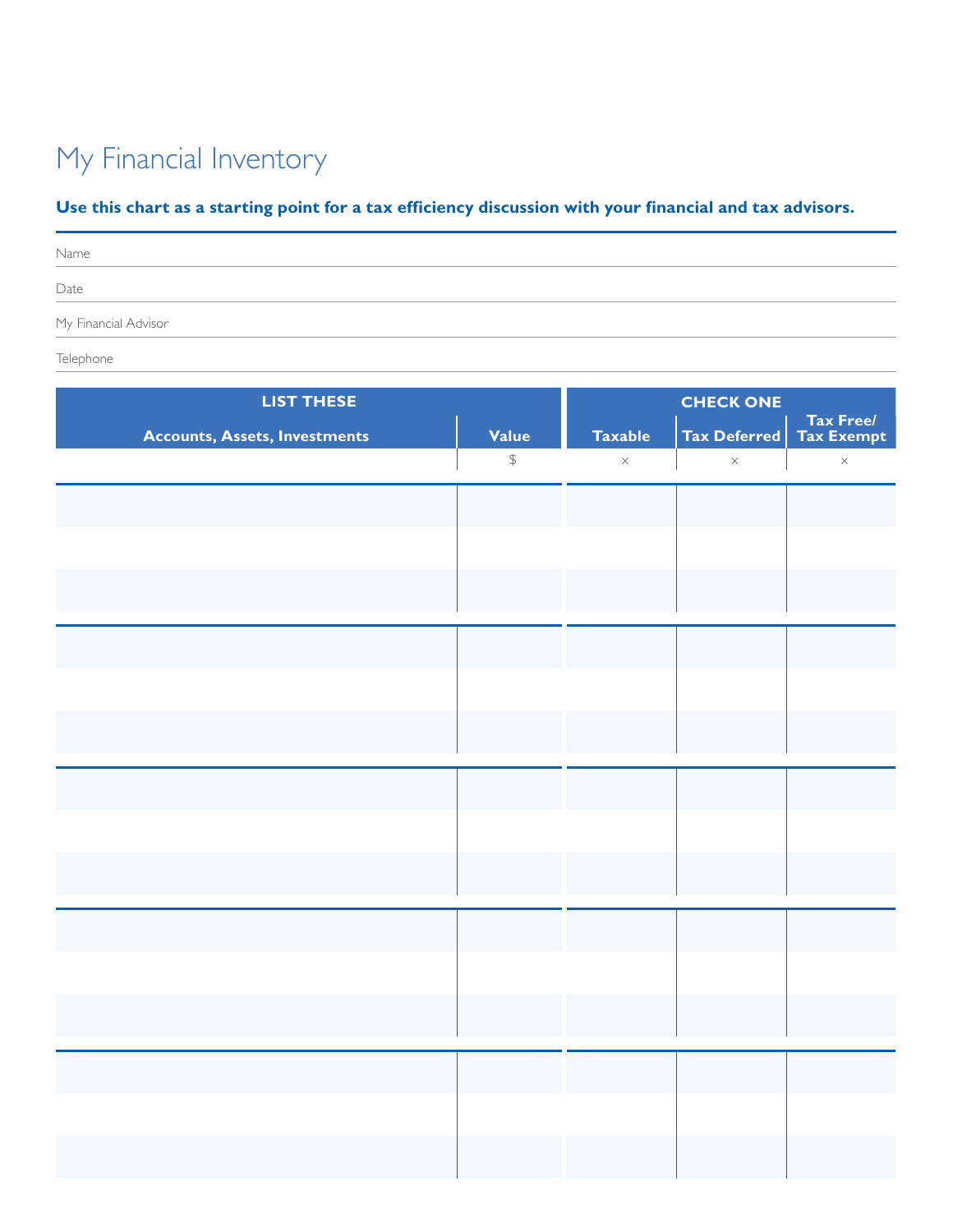# My Financial Inventory

**Use this chart as a starting point for a tax efficiency discussion with your financial and tax advisors.**

Name

Date

My Financial Advisor

Telephone

| LIST THESE | | CHECK ONE | | |
|---|---|---|---|---|
| Accounts, Assets, Investments | Value | Taxable | Tax Deferred | Tax Free/ Tax Exempt |
| | $ | × | × | × |
| | | | | |
| | | | | |
| | | | | |
| | | | | |
| | | | | |
| | | | | |
| | | | | |
| | | | | |
| | | | | |
| | | | | |
| | | | | |
| | | | | |
| | | | | |
| | | | | |
| | | | | |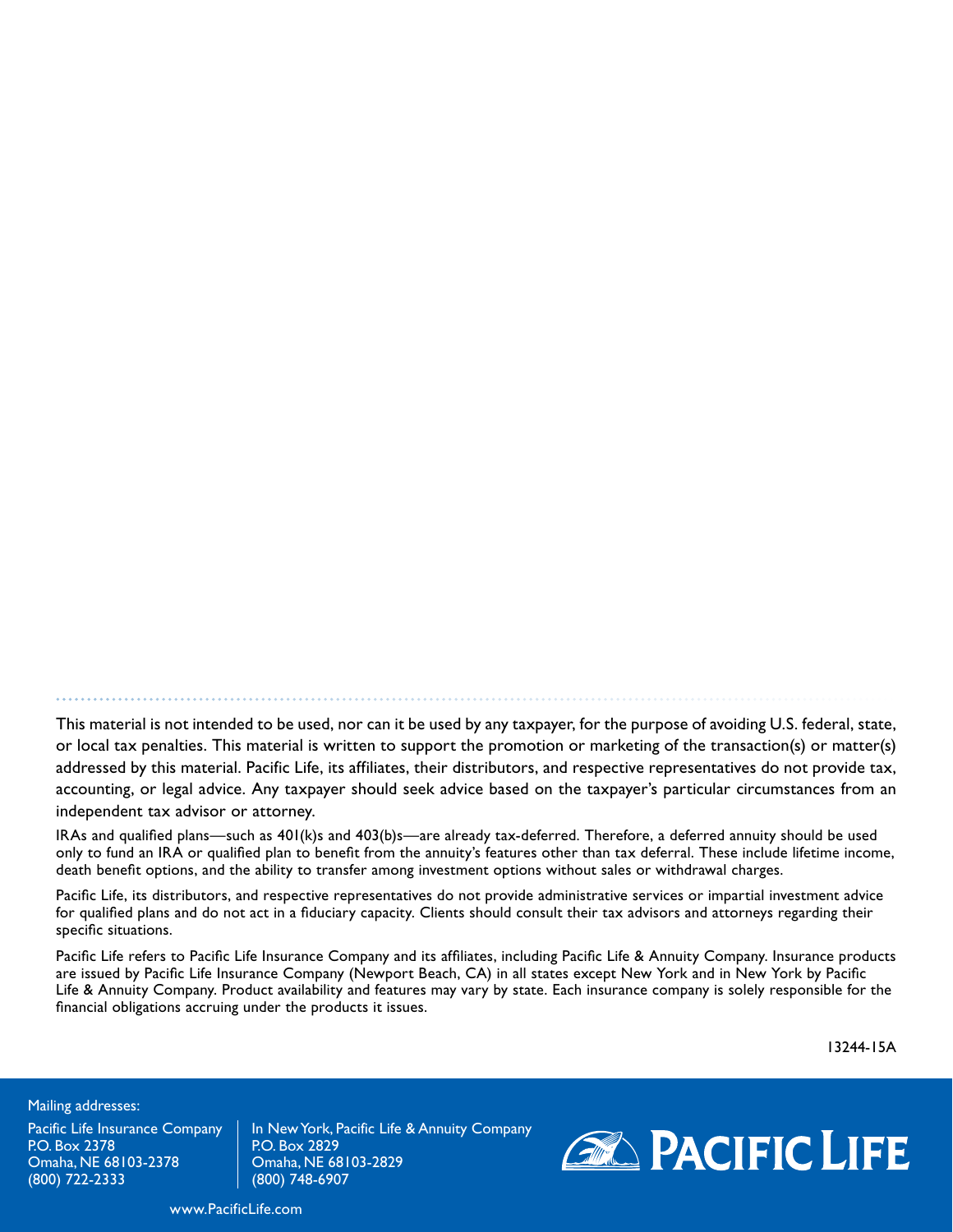This material is not intended to be used, nor can it be used by any taxpayer, for the purpose of avoiding U.S. federal, state, or local tax penalties. This material is written to support the promotion or marketing of the transaction(s) or matter(s) addressed by this material. Pacific Life, its affiliates, their distributors, and respective representatives do not provide tax, accounting, or legal advice. Any taxpayer should seek advice based on the taxpayer's particular circumstances from an independent tax advisor or attorney.

IRAs and qualified plans—such as 401(k)s and 403(b)s—are already tax-deferred. Therefore, a deferred annuity should be used only to fund an IRA or qualified plan to benefit from the annuity's features other than tax deferral. These include lifetime income, death benefit options, and the ability to transfer among investment options without sales or withdrawal charges.

Pacific Life, its distributors, and respective representatives do not provide administrative services or impartial investment advice for qualified plans and do not act in a fiduciary capacity. Clients should consult their tax advisors and attorneys regarding their specific situations.

Pacific Life refers to Pacific Life Insurance Company and its affiliates, including Pacific Life & Annuity Company. Insurance products are issued by Pacific Life Insurance Company (Newport Beach, CA) in all states except New York and in New York by Pacific Life & Annuity Company. Product availability and features may vary by state. Each insurance company is solely responsible for the financial obligations accruing under the products it issues.

13244-15A

Mailing addresses:

Pacific Life Insurance Company
P.O. Box 2378
Omaha, NE 68103-2378
(800) 722-2333

In New York, Pacific Life & Annuity Company
P.O. Box 2829
Omaha, NE 68103-2829
(800) 748-6907

PACIFIC LIFE

www.PacificLife.com